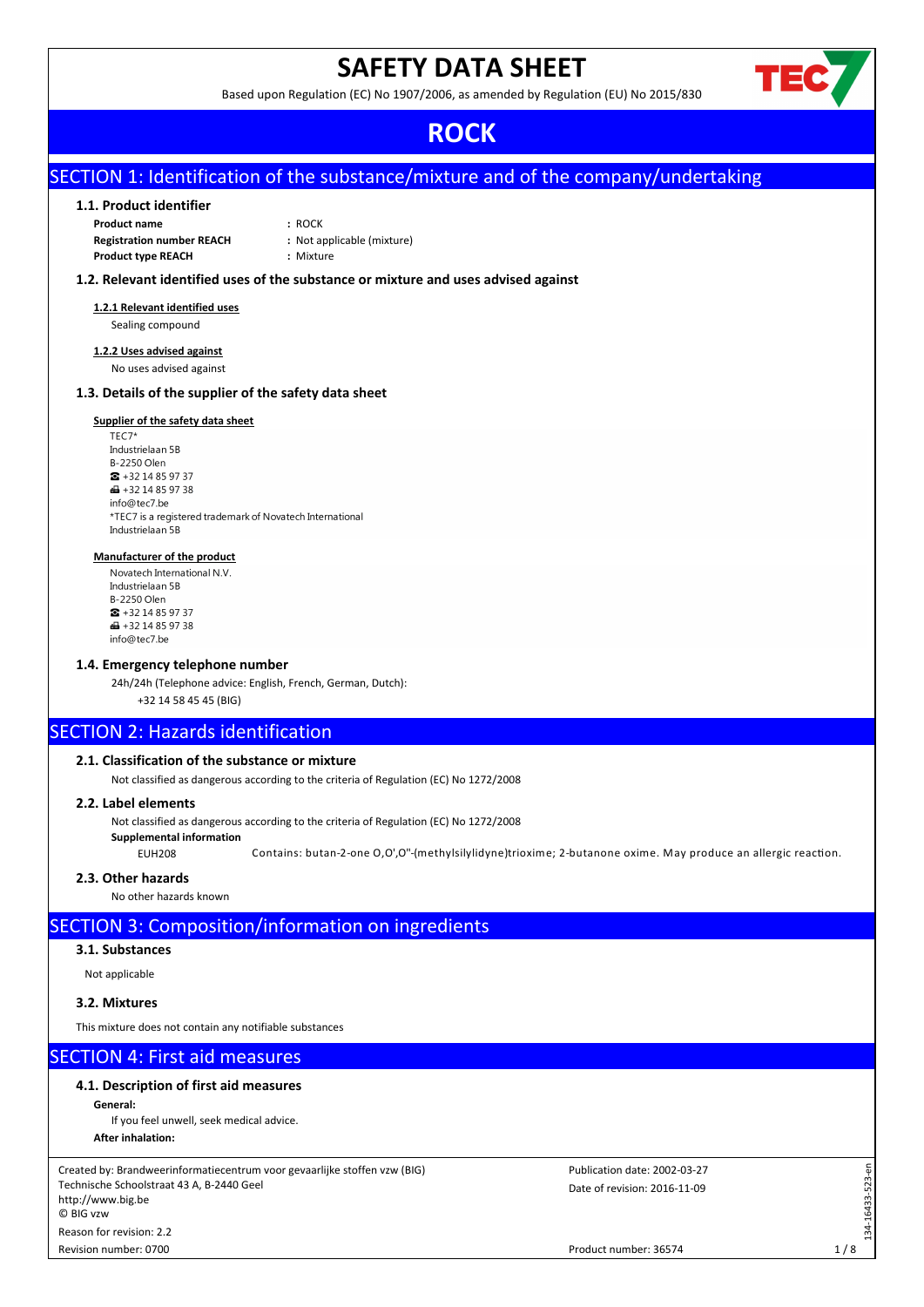# SAFETY DATA SHEET

Based upon Regulation (EC) No 1907/2006, as amended by Regulation (EU) No 2015/830

# ROCK

## SECTION 1: Identification of the substance/mixture and of the company/undertaking

### 1.1. Product identifier

**Product name** : ROCK
**Registration number REACH** : Not applicable (mixture)
**Product type REACH** : Mixture

### 1.2. Relevant identified uses of the substance or mixture and uses advised against

**1.2.1 Relevant identified uses**

Sealing compound

**1.2.2 Uses advised against**

No uses advised against

### 1.3. Details of the supplier of the safety data sheet

**Supplier of the safety data sheet**

TEC7*
Industrielaan 5B
B-2250 Olen
☎ +32 14 85 97 37
📠 +32 14 85 97 38
info@tec7.be
*TEC7 is a registered trademark of Novatech International
Industrielaan 5B

**Manufacturer of the product**

Novatech International N.V.
Industrielaan 5B
B-2250 Olen
☎ +32 14 85 97 37
📠 +32 14 85 97 38
info@tec7.be

### 1.4. Emergency telephone number

24h/24h (Telephone advice: English, French, German, Dutch):
+32 14 58 45 45 (BIG)

## SECTION 2: Hazards identification

### 2.1. Classification of the substance or mixture

Not classified as dangerous according to the criteria of Regulation (EC) No 1272/2008

### 2.2. Label elements

Not classified as dangerous according to the criteria of Regulation (EC) No 1272/2008

**Supplemental information**

EUH208 Contains: butan-2-one O,O',O''-(methylsilylidyne)trioxime; 2-butanone oxime. May produce an allergic reaction.

### 2.3. Other hazards

No other hazards known

## SECTION 3: Composition/information on ingredients

### 3.1. Substances

Not applicable

### 3.2. Mixtures

This mixture does not contain any notifiable substances

## SECTION 4: First aid measures

### 4.1. Description of first aid measures

**General:**

If you feel unwell, seek medical advice.

**After inhalation:**

Created by: Brandweerinformatiecentrum voor gevaarlijke stoffen vzw (BIG)
Technische Schoolstraat 43 A, B-2440 Geel
http://www.big.be
© BIG vzw
Reason for revision: 2.2
Revision number: 0700

Publication date: 2002-03-27
Date of revision: 2016-11-09
Product number: 36574

134-16433-523-en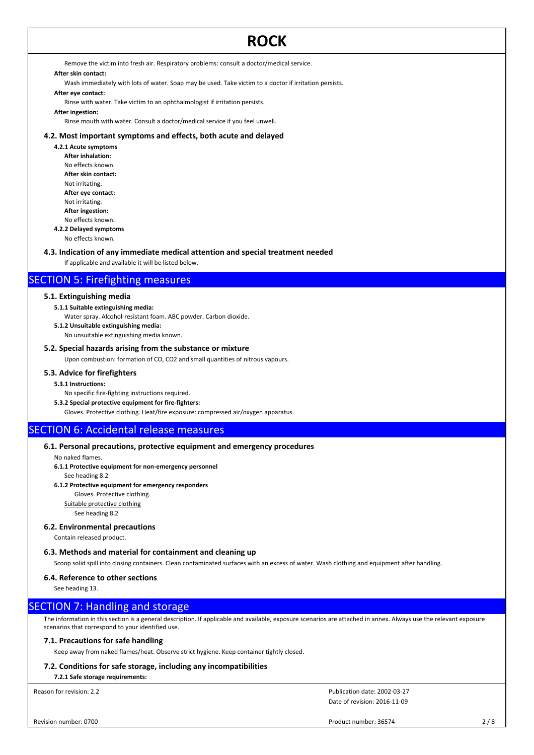Remove the victim into fresh air. Respiratory problems: consult a doctor/medical service.

**After skin contact:**

Wash immediately with lots of water. Soap may be used. Take victim to a doctor if irritation persists.

**After eye contact:**

Rinse with water. Take victim to an ophthalmologist if irritation persists.

**After ingestion:**

Rinse mouth with water. Consult a doctor/medical service if you feel unwell.

### 4.2. Most important symptoms and effects, both acute and delayed

**4.2.1 Acute symptoms**

**After inhalation:**

No effects known.

**After skin contact:**

Not irritating.

**After eye contact:**

Not irritating.

**After ingestion:**

No effects known.

**4.2.2 Delayed symptoms**

No effects known.

### 4.3. Indication of any immediate medical attention and special treatment needed

If applicable and available it will be listed below.

## SECTION 5: Firefighting measures

### 5.1. Extinguishing media

**5.1.1 Suitable extinguishing media:**

Water spray. Alcohol-resistant foam. ABC powder. Carbon dioxide.

**5.1.2 Unsuitable extinguishing media:**

No unsuitable extinguishing media known.

### 5.2. Special hazards arising from the substance or mixture

Upon combustion: formation of CO, $CO_2$ and small quantities of nitrous vapours.

### 5.3. Advice for firefighters

**5.3.1 Instructions:**

No specific fire-fighting instructions required.

**5.3.2 Special protective equipment for fire-fighters:**

Gloves. Protective clothing. Heat/fire exposure: compressed air/oxygen apparatus.

## SECTION 6: Accidental release measures

### 6.1. Personal precautions, protective equipment and emergency procedures

No naked flames.

**6.1.1 Protective equipment for non-emergency personnel**

See heading 8.2

**6.1.2 Protective equipment for emergency responders**

Gloves. Protective clothing.

Suitable protective clothing

See heading 8.2

### 6.2. Environmental precautions

Contain released product.

### 6.3. Methods and material for containment and cleaning up

Scoop solid spill into closing containers. Clean contaminated surfaces with an excess of water. Wash clothing and equipment after handling.

### 6.4. Reference to other sections

See heading 13.

## SECTION 7: Handling and storage

The information in this section is a general description. If applicable and available, exposure scenarios are attached in annex. Always use the relevant exposure scenarios that correspond to your identified use.

### 7.1. Precautions for safe handling

Keep away from naked flames/heat. Observe strict hygiene. Keep container tightly closed.

### 7.2. Conditions for safe storage, including any incompatibilities

**7.2.1 Safe storage requirements:**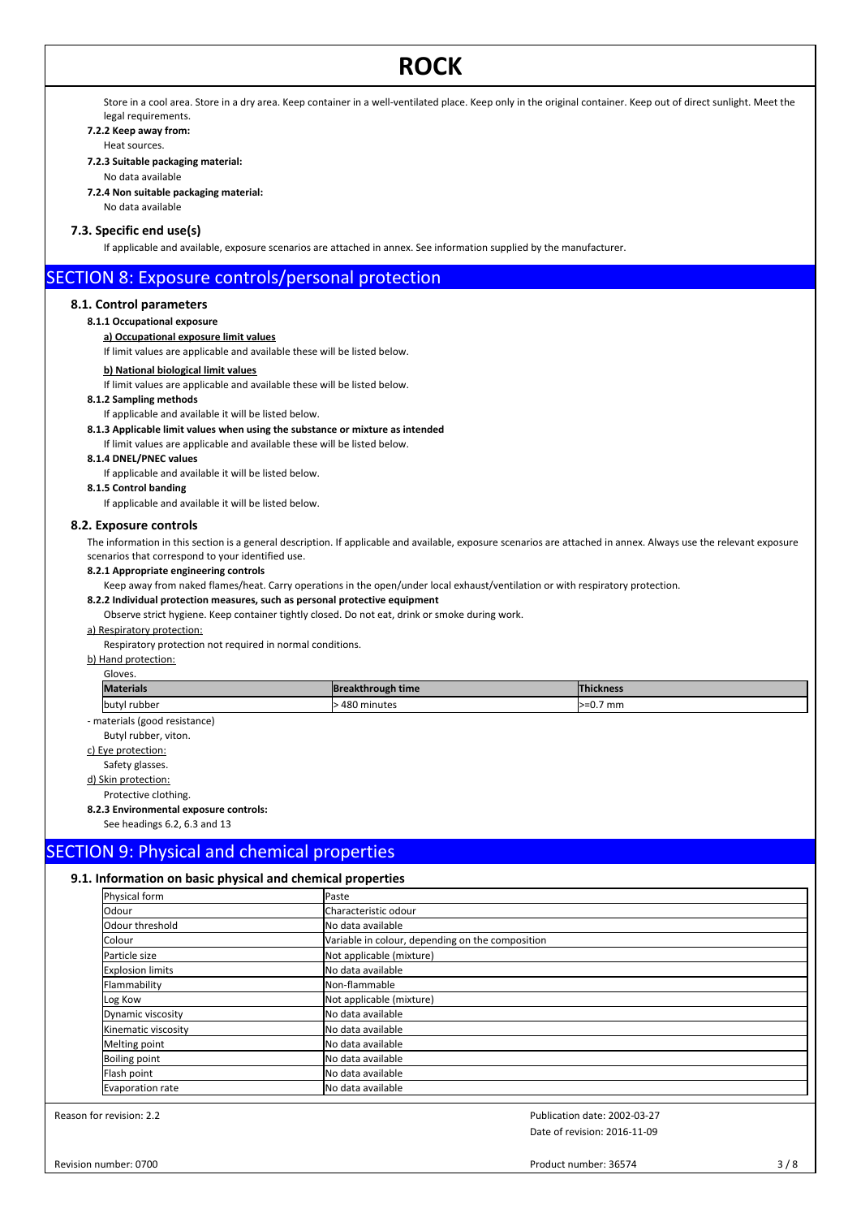Store in a cool area. Store in a dry area. Keep container in a well-ventilated place. Keep only in the original container. Keep out of direct sunlight. Meet the legal requirements.

**7.2.2 Keep away from:**

Heat sources.

**7.2.3 Suitable packaging material:**

No data available

**7.2.4 Non suitable packaging material:**

No data available

### 7.3. Specific end use(s)

If applicable and available, exposure scenarios are attached in annex. See information supplied by the manufacturer.

## SECTION 8: Exposure controls/personal protection

### 8.1. Control parameters

**8.1.1 Occupational exposure**

**a) Occupational exposure limit values**

If limit values are applicable and available these will be listed below.

**b) National biological limit values**

If limit values are applicable and available these will be listed below.

**8.1.2 Sampling methods**

If applicable and available it will be listed below.

**8.1.3 Applicable limit values when using the substance or mixture as intended**

If limit values are applicable and available these will be listed below.

**8.1.4 DNEL/PNEC values**

If applicable and available it will be listed below.

**8.1.5 Control banding**

If applicable and available it will be listed below.

### 8.2. Exposure controls

The information in this section is a general description. If applicable and available, exposure scenarios are attached in annex. Always use the relevant exposure scenarios that correspond to your identified use.

**8.2.1 Appropriate engineering controls**

Keep away from naked flames/heat. Carry operations in the open/under local exhaust/ventilation or with respiratory protection.

**8.2.2 Individual protection measures, such as personal protective equipment**

Observe strict hygiene. Keep container tightly closed. Do not eat, drink or smoke during work.

a) Respiratory protection:

Respiratory protection not required in normal conditions.

b) Hand protection:

Gloves.

| Materials | Breakthrough time | Thickness |
|---|---|---|
| butyl rubber | > 480 minutes | >=0.7 mm |

- materials (good resistance)

Butyl rubber, viton.

c) Eye protection:

Safety glasses.

d) Skin protection:

Protective clothing.

**8.2.3 Environmental exposure controls:**

See headings 6.2, 6.3 and 13

## SECTION 9: Physical and chemical properties

### 9.1. Information on basic physical and chemical properties

| Property | Value |
|---|---|
| Physical form | Paste |
| Odour | Characteristic odour |
| Odour threshold | No data available |
| Colour | Variable in colour, depending on the composition |
| Particle size | Not applicable (mixture) |
| Explosion limits | No data available |
| Flammability | Non-flammable |
| Log Kow | Not applicable (mixture) |
| Dynamic viscosity | No data available |
| Kinematic viscosity | No data available |
| Melting point | No data available |
| Boiling point | No data available |
| Flash point | No data available |
| Evaporation rate | No data available |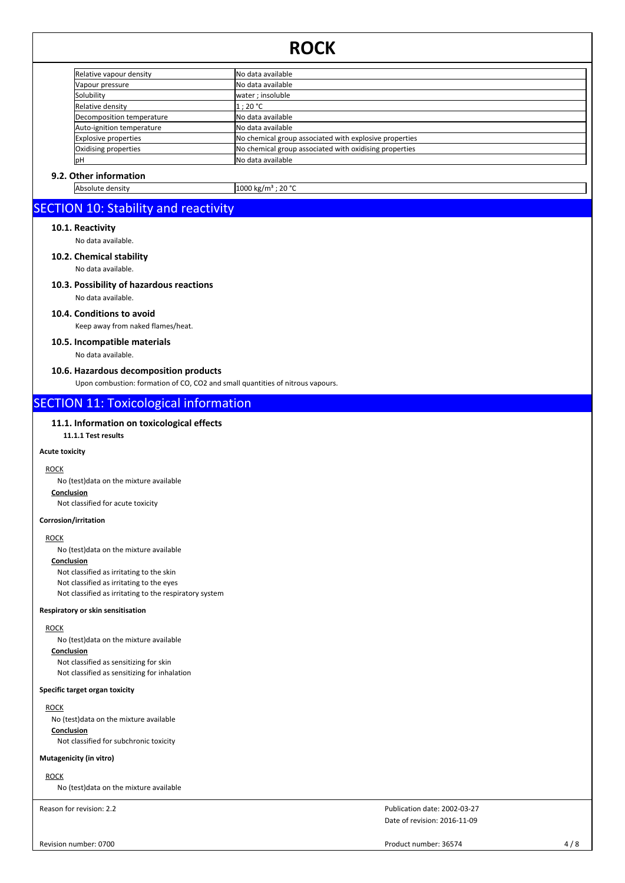| | |
|---|---|
| Relative vapour density | No data available |
| Vapour pressure | No data available |
| Solubility | water ; insoluble |
| Relative density | 1 ; 20 °C |
| Decomposition temperature | No data available |
| Auto-ignition temperature | No data available |
| Explosive properties | No chemical group associated with explosive properties |
| Oxidising properties | No chemical group associated with oxidising properties |
| pH | No data available |

### 9.2. Other information

| | |
|---|---|
| Absolute density | 1000 kg/m³ ; 20 °C |

## SECTION 10: Stability and reactivity

### 10.1. Reactivity

No data available.

### 10.2. Chemical stability

No data available.

### 10.3. Possibility of hazardous reactions

No data available.

### 10.4. Conditions to avoid

Keep away from naked flames/heat.

### 10.5. Incompatible materials

No data available.

### 10.6. Hazardous decomposition products

Upon combustion: formation of CO, $CO_2$ and small quantities of nitrous vapours.

## SECTION 11: Toxicological information

### 11.1. Information on toxicological effects

**11.1.1 Test results**

**Acute toxicity**

ROCK

No (test)data on the mixture available

**Conclusion**

Not classified for acute toxicity

**Corrosion/irritation**

ROCK

No (test)data on the mixture available

**Conclusion**

Not classified as irritating to the skin
Not classified as irritating to the eyes
Not classified as irritating to the respiratory system

**Respiratory or skin sensitisation**

ROCK

No (test)data on the mixture available

**Conclusion**

Not classified as sensitizing for skin
Not classified as sensitizing for inhalation

**Specific target organ toxicity**

ROCK

No (test)data on the mixture available

**Conclusion**

Not classified for subchronic toxicity

**Mutagenicity (in vitro)**

ROCK

No (test)data on the mixture available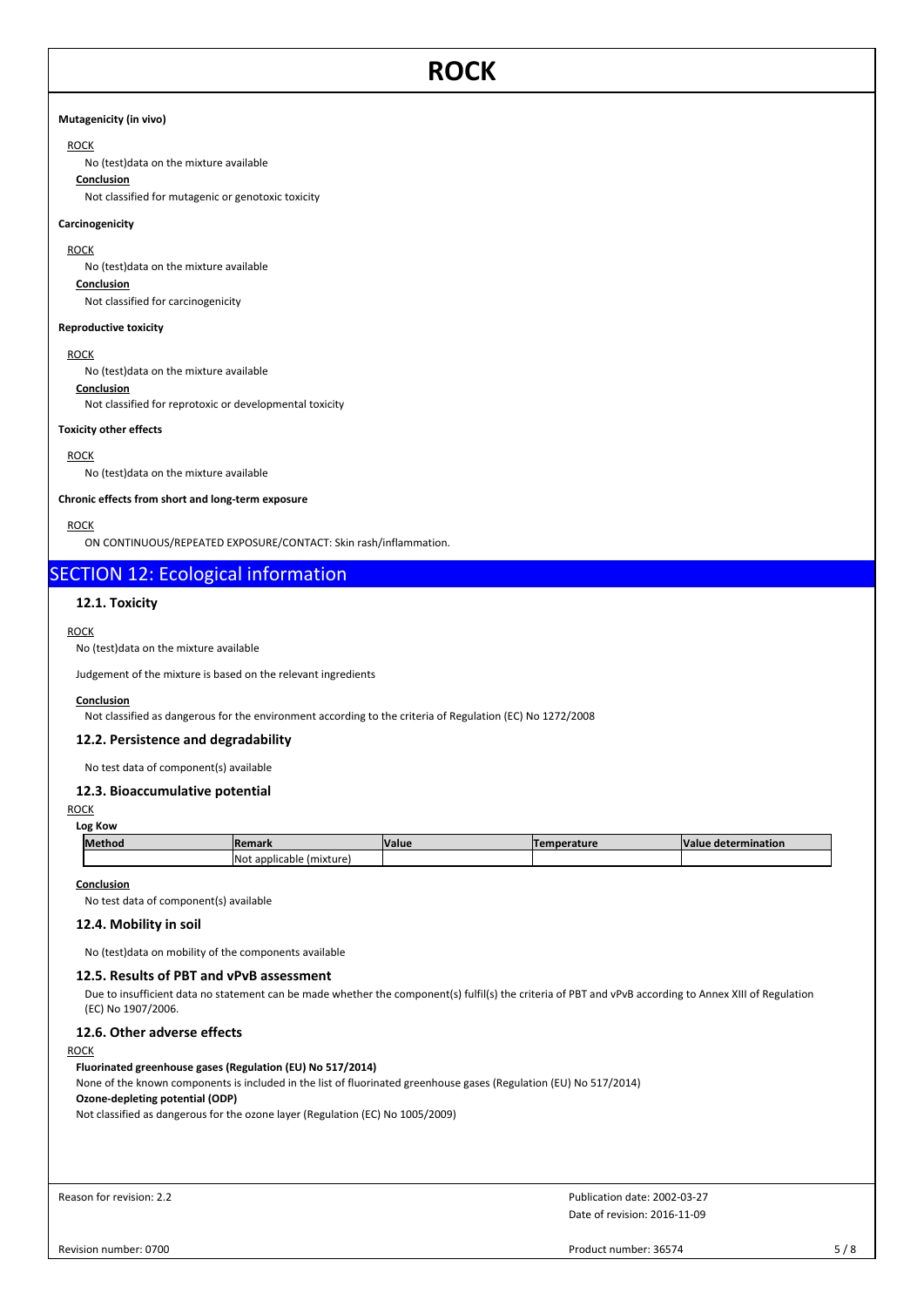**Mutagenicity (in vivo)**

ROCK

No (test)data on the mixture available

**Conclusion**

Not classified for mutagenic or genotoxic toxicity

**Carcinogenicity**

ROCK

No (test)data on the mixture available

**Conclusion**

Not classified for carcinogenicity

**Reproductive toxicity**

ROCK

No (test)data on the mixture available

**Conclusion**

Not classified for reprotoxic or developmental toxicity

**Toxicity other effects**

ROCK

No (test)data on the mixture available

**Chronic effects from short and long-term exposure**

ROCK

ON CONTINUOUS/REPEATED EXPOSURE/CONTACT: Skin rash/inflammation.

## SECTION 12: Ecological information

### 12.1. Toxicity

ROCK

No (test)data on the mixture available

Judgement of the mixture is based on the relevant ingredients

**Conclusion**

Not classified as dangerous for the environment according to the criteria of Regulation (EC) No 1272/2008

### 12.2. Persistence and degradability

No test data of component(s) available

### 12.3. Bioaccumulative potential

ROCK

**Log Kow**

| Method | Remark | Value | Temperature | Value determination |
|---|---|---|---|---|
| | Not applicable (mixture) | | | |

**Conclusion**

No test data of component(s) available

### 12.4. Mobility in soil

No (test)data on mobility of the components available

### 12.5. Results of PBT and vPvB assessment

Due to insufficient data no statement can be made whether the component(s) fulfil(s) the criteria of PBT and vPvB according to Annex XIII of Regulation (EC) No 1907/2006.

### 12.6. Other adverse effects

ROCK

**Fluorinated greenhouse gases (Regulation (EU) No 517/2014)**

None of the known components is included in the list of fluorinated greenhouse gases (Regulation (EU) No 517/2014)

**Ozone-depleting potential (ODP)**

Not classified as dangerous for the ozone layer (Regulation (EC) No 1005/2009)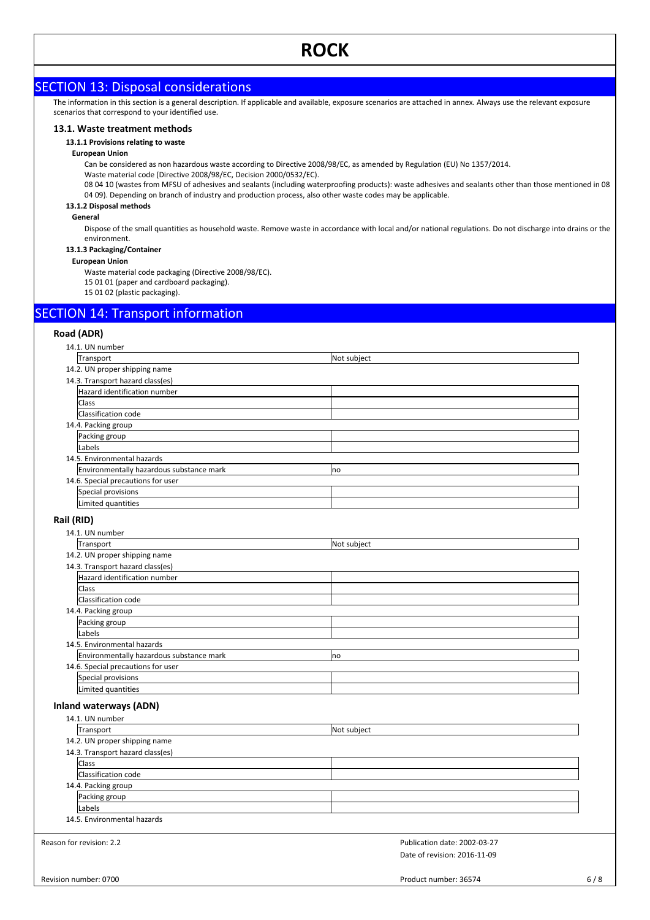## SECTION 13: Disposal considerations

The information in this section is a general description. If applicable and available, exposure scenarios are attached in annex. Always use the relevant exposure scenarios that correspond to your identified use.

### 13.1. Waste treatment methods

**13.1.1 Provisions relating to waste**

**European Union**

Can be considered as non hazardous waste according to Directive 2008/98/EC, as amended by Regulation (EU) No 1357/2014.

Waste material code (Directive 2008/98/EC, Decision 2000/0532/EC).

08 04 10 (wastes from MFSU of adhesives and sealants (including waterproofing products): waste adhesives and sealants other than those mentioned in 08 04 09). Depending on branch of industry and production process, also other waste codes may be applicable.

**13.1.2 Disposal methods**

**General**

Dispose of the small quantities as household waste. Remove waste in accordance with local and/or national regulations. Do not discharge into drains or the environment.

**13.1.3 Packaging/Container**

**European Union**

Waste material code packaging (Directive 2008/98/EC).

15 01 01 (paper and cardboard packaging).

15 01 02 (plastic packaging).

## SECTION 14: Transport information

### Road (ADR)

14.1. UN number

| Transport | Not subject |
|---|---|

14.2. UN proper shipping name

14.3. Transport hazard class(es)

| Hazard identification number | |
|---|---|
| Class | |
| Classification code | |

14.4. Packing group

| Packing group | |
|---|---|
| Labels | |

14.5. Environmental hazards

| Environmentally hazardous substance mark | no |
|---|---|

14.6. Special precautions for user

| Special provisions | |
|---|---|
| Limited quantities | |

### Rail (RID)

14.1. UN number

| Transport | Not subject |
|---|---|

14.2. UN proper shipping name

14.3. Transport hazard class(es)

| Hazard identification number | |
|---|---|
| Class | |
| Classification code | |

14.4. Packing group

| Packing group | |
|---|---|
| Labels | |

14.5. Environmental hazards

| Environmentally hazardous substance mark | no |
|---|---|

14.6. Special precautions for user

| Special provisions | |
|---|---|
| Limited quantities | |

### Inland waterways (ADN)

14.1. UN number

| Transport | Not subject |
|---|---|

14.2. UN proper shipping name

14.3. Transport hazard class(es)

| Class | |
|---|---|
| Classification code | |

14.4. Packing group

| Packing group | |
|---|---|
| Labels | |

14.5. Environmental hazards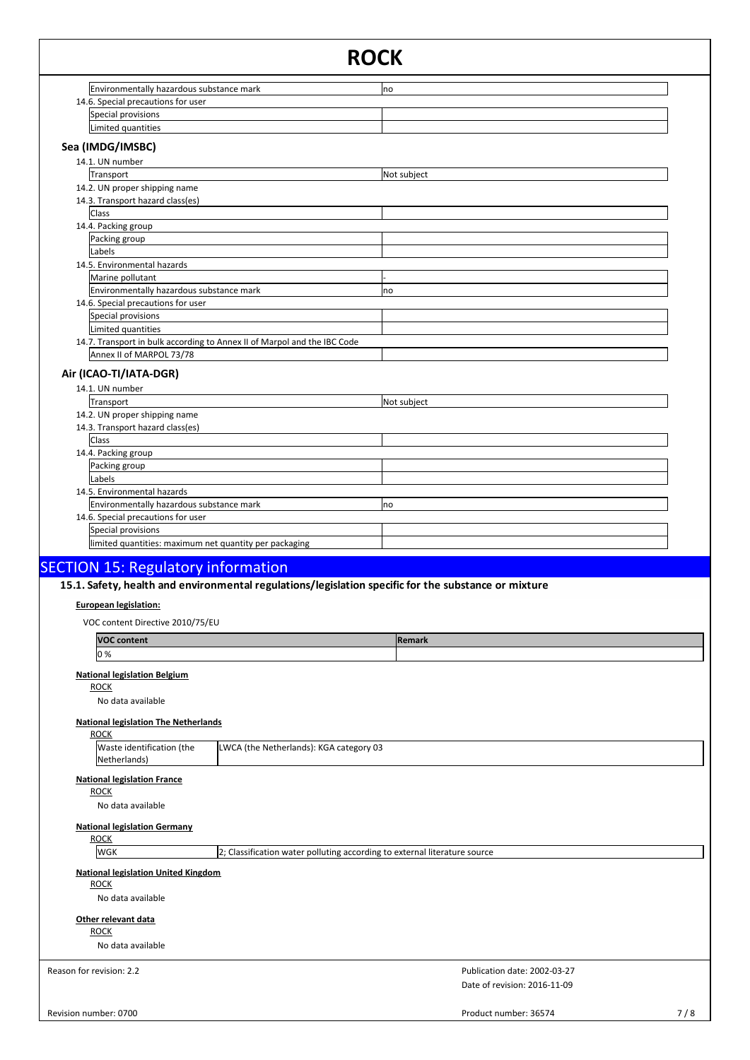| Environmentally hazardous substance mark | no |
|---|---|

14.6. Special precautions for user

| Special provisions | |
|---|---|
| Limited quantities | |

### Sea (IMDG/IMSBC)

14.1. UN number

| Transport | Not subject |
|---|---|

14.2. UN proper shipping name

14.3. Transport hazard class(es)

| Class | |
|---|---|

14.4. Packing group

| Packing group | |
|---|---|
| Labels | |

14.5. Environmental hazards

| Marine pollutant | - |
|---|---|
| Environmentally hazardous substance mark | no |

14.6. Special precautions for user

| Special provisions | |
|---|---|
| Limited quantities | |

14.7. Transport in bulk according to Annex II of Marpol and the IBC Code

| Annex II of MARPOL 73/78 | |
|---|---|

### Air (ICAO-TI/IATA-DGR)

14.1. UN number

| Transport | Not subject |
|---|---|

14.2. UN proper shipping name

14.3. Transport hazard class(es)

| Class | |
|---|---|

14.4. Packing group

| Packing group | |
|---|---|
| Labels | |

14.5. Environmental hazards

| Environmentally hazardous substance mark | no |
|---|---|

14.6. Special precautions for user

| Special provisions | |
|---|---|
| limited quantities: maximum net quantity per packaging | |

## SECTION 15: Regulatory information

### 15.1. Safety, health and environmental regulations/legislation specific for the substance or mixture

**European legislation:**

VOC content Directive 2010/75/EU

| VOC content | Remark |
|---|---|
| 0 % | |

**National legislation Belgium**

ROCK

No data available

**National legislation The Netherlands**

ROCK

| Waste identification (the Netherlands) | LWCA (the Netherlands): KGA category 03 |
|---|---|

**National legislation France**

ROCK

No data available

**National legislation Germany**

ROCK

| WGK | 2; Classification water polluting according to external literature source |
|---|---|

**National legislation United Kingdom**

ROCK

No data available

**Other relevant data**

ROCK

No data available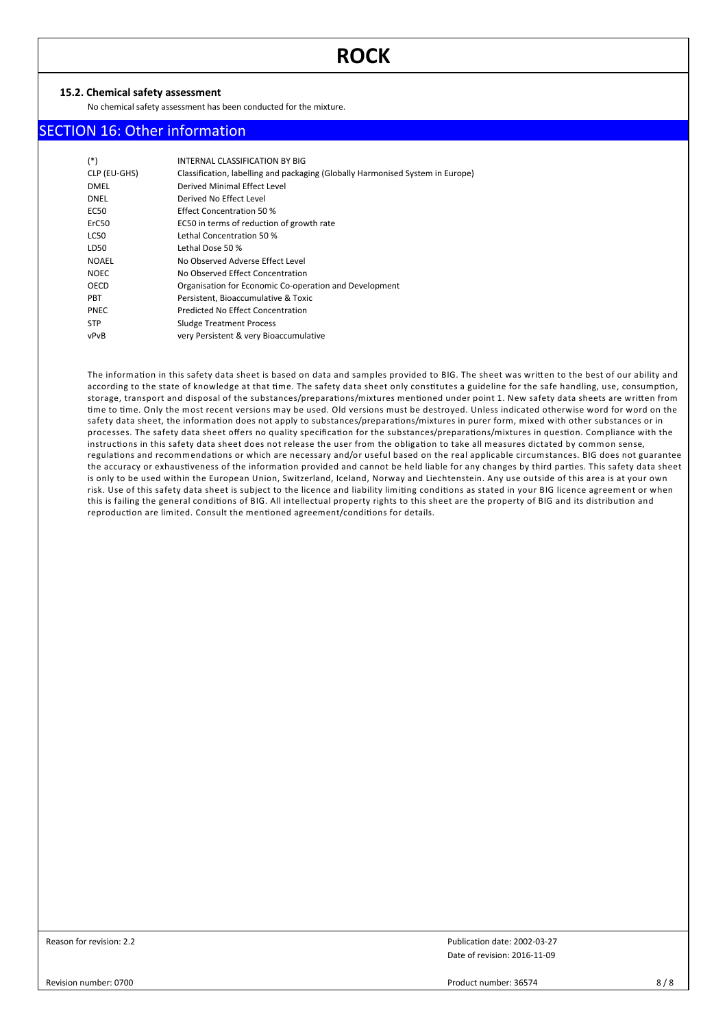### 15.2. Chemical safety assessment

No chemical safety assessment has been conducted for the mixture.

## SECTION 16: Other information

| | |
|---|---|
| (*) | INTERNAL CLASSIFICATION BY BIG |
| CLP (EU-GHS) | Classification, labelling and packaging (Globally Harmonised System in Europe) |
| DMEL | Derived Minimal Effect Level |
| DNEL | Derived No Effect Level |
| EC50 | Effect Concentration 50 % |
| ErC50 | EC50 in terms of reduction of growth rate |
| LC50 | Lethal Concentration 50 % |
| LD50 | Lethal Dose 50 % |
| NOAEL | No Observed Adverse Effect Level |
| NOEC | No Observed Effect Concentration |
| OECD | Organisation for Economic Co-operation and Development |
| PBT | Persistent, Bioaccumulative & Toxic |
| PNEC | Predicted No Effect Concentration |
| STP | Sludge Treatment Process |
| vPvB | very Persistent & very Bioaccumulative |

The information in this safety data sheet is based on data and samples provided to BIG. The sheet was written to the best of our ability and according to the state of knowledge at that time. The safety data sheet only constitutes a guideline for the safe handling, use, consumption, storage, transport and disposal of the substances/preparations/mixtures mentioned under point 1. New safety data sheets are written from time to time. Only the most recent versions may be used. Old versions must be destroyed. Unless indicated otherwise word for word on the safety data sheet, the information does not apply to substances/preparations/mixtures in purer form, mixed with other substances or in processes. The safety data sheet offers no quality specification for the substances/preparations/mixtures in question. Compliance with the instructions in this safety data sheet does not release the user from the obligation to take all measures dictated by common sense, regulations and recommendations or which are necessary and/or useful based on the real applicable circumstances. BIG does not guarantee the accuracy or exhaustiveness of the information provided and cannot be held liable for any changes by third parties. This safety data sheet is only to be used within the European Union, Switzerland, Iceland, Norway and Liechtenstein. Any use outside of this area is at your own risk. Use of this safety data sheet is subject to the licence and liability limiting conditions as stated in your BIG licence agreement or when this is failing the general conditions of BIG. All intellectual property rights to this sheet are the property of BIG and its distribution and reproduction are limited. Consult the mentioned agreement/conditions for details.